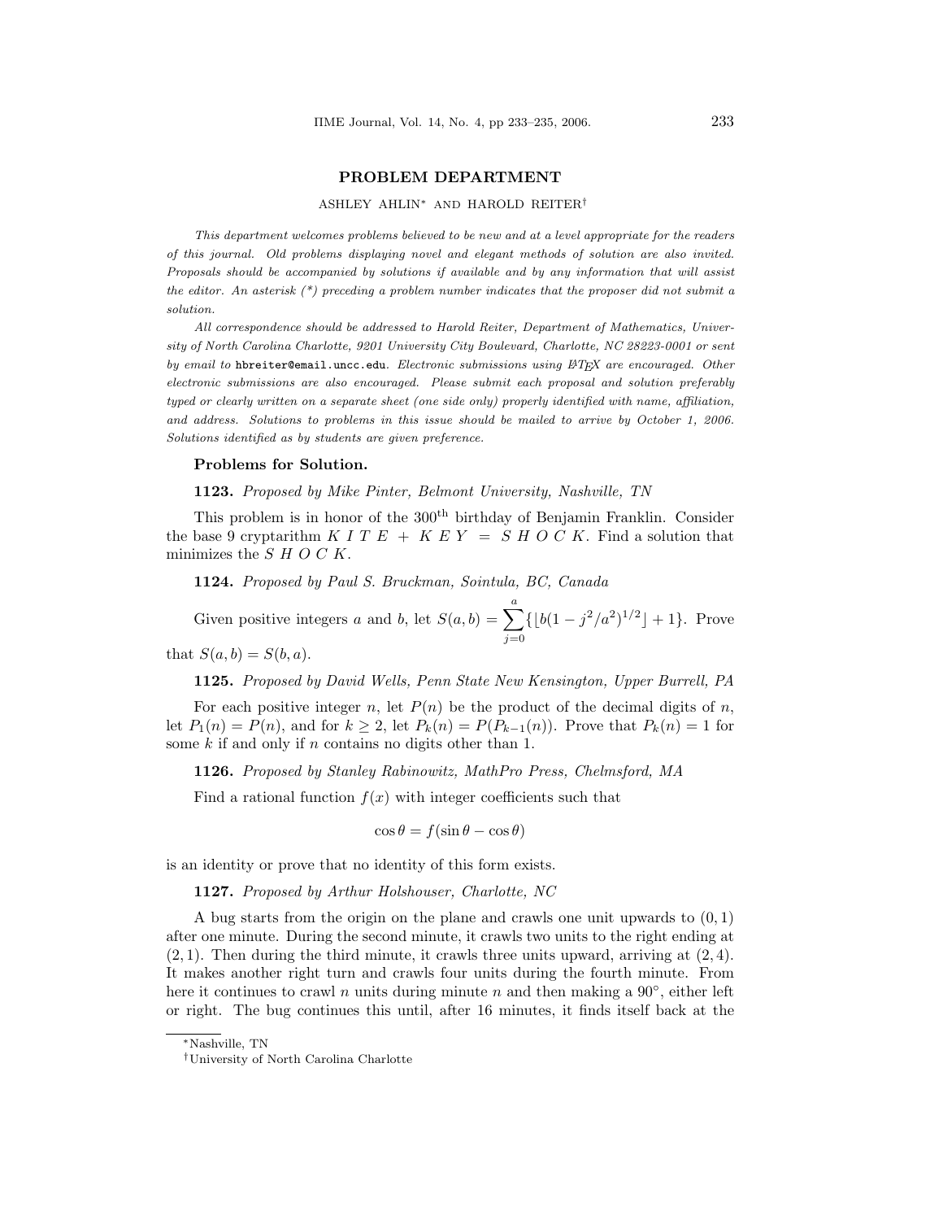## PROBLEM DEPARTMENT

ASHLEY AHLIN* AND HAROLD REITER†

*This department welcomes problems believed to be new and at a level appropriate for the readers of this journal. Old problems displaying novel and elegant methods of solution are also invited. Proposals should be accompanied by solutions if available and by any information that will assist the editor. An asterisk (*) preceding a problem number indicates that the proposer did not submit a solution.*

*All correspondence should be addressed to Harold Reiter, Department of Mathematics, University of North Carolina Charlotte, 9201 University City Boulevard, Charlotte, NC 28223-0001 or sent by email to* `hbreiter@email.uncc.edu`*. Electronic submissions using LaTeX are encouraged. Other electronic submissions are also encouraged. Please submit each proposal and solution preferably typed or clearly written on a separate sheet (one side only) properly identified with name, affiliation, and address. Solutions to problems in this issue should be mailed to arrive by October 1, 2006. Solutions identified as by students are given preference.*

### Problems for Solution.

**1123.** *Proposed by Mike Pinter, Belmont University, Nashville, TN*

This problem is in honor of the 300th birthday of Benjamin Franklin. Consider the base 9 cryptarithm $K\ I\ T\ E\ +\ K\ E\ Y\ =\ S\ H\ O\ C\ K$. Find a solution that minimizes the $S\ H\ O\ C\ K$.

**1124.** *Proposed by Paul S. Bruckman, Sointula, BC, Canada*

Given positive integers $a$ and $b$, let $S(a, b) = \sum_{j=0}^{a} \{\lfloor b(1 - j^2/a^2)^{1/2} \rfloor + 1\}$. Prove that $S(a, b) = S(b, a)$.

**1125.** *Proposed by David Wells, Penn State New Kensington, Upper Burrell, PA*

For each positive integer $n$, let $P(n)$ be the product of the decimal digits of $n$, let $P_1(n) = P(n)$, and for $k \geq 2$, let $P_k(n) = P(P_{k-1}(n))$. Prove that $P_k(n) = 1$ for some $k$ if and only if $n$ contains no digits other than 1.

**1126.** *Proposed by Stanley Rabinowitz, MathPro Press, Chelmsford, MA*

Find a rational function $f(x)$ with integer coefficients such that

$$\cos\theta = f(\sin\theta - \cos\theta)$$

is an identity or prove that no identity of this form exists.

**1127.** *Proposed by Arthur Holshouser, Charlotte, NC*

A bug starts from the origin on the plane and crawls one unit upwards to $(0, 1)$ after one minute. During the second minute, it crawls two units to the right ending at $(2, 1)$. Then during the third minute, it crawls three units upward, arriving at $(2, 4)$. It makes another right turn and crawls four units during the fourth minute. From here it continues to crawl $n$ units during minute $n$ and then making a $90°$, either left or right. The bug continues this until, after 16 minutes, it finds itself back at the

---

*Nashville, TN

†University of North Carolina Charlotte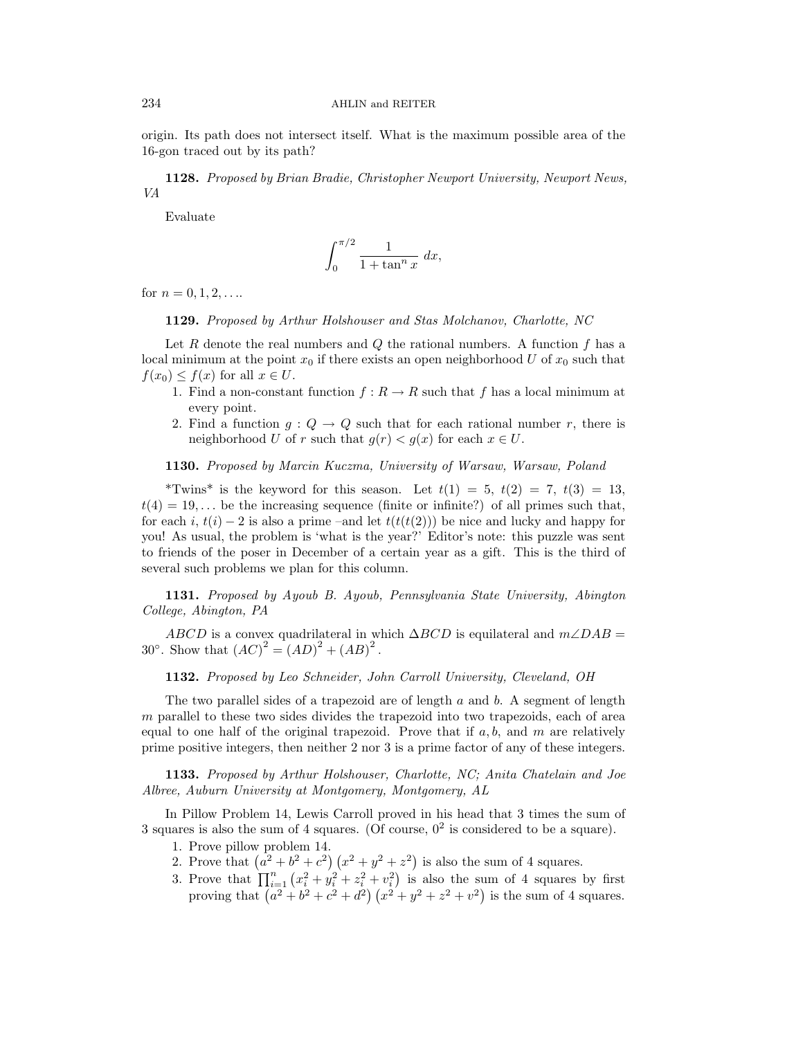origin. Its path does not intersect itself. What is the maximum possible area of the 16-gon traced out by its path?

**1128.** *Proposed by Brian Bradie, Christopher Newport University, Newport News, VA*

Evaluate

$$\int_0^{\pi/2} \frac{1}{1+\tan^n x}\, dx,$$

for $n = 0, 1, 2, \ldots$.

**1129.** *Proposed by Arthur Holshouser and Stas Molchanov, Charlotte, NC*

Let $R$ denote the real numbers and $Q$ the rational numbers. A function $f$ has a local minimum at the point $x_0$ if there exists an open neighborhood $U$ of $x_0$ such that $f(x_0) \leq f(x)$ for all $x \in U$.

1. Find a non-constant function $f : R \to R$ such that $f$ has a local minimum at every point.
2. Find a function $g : Q \to Q$ such that for each rational number $r$, there is neighborhood $U$ of $r$ such that $g(r) < g(x)$ for each $x \in U$.

**1130.** *Proposed by Marcin Kuczma, University of Warsaw, Warsaw, Poland*

*Twins* is the keyword for this season. Let $t(1) = 5$, $t(2) = 7$, $t(3) = 13$, $t(4) = 19, \ldots$ be the increasing sequence (finite or infinite?) of all primes such that, for each $i$, $t(i) - 2$ is also a prime –and let $t(t(t(2)))$ be nice and lucky and happy for you! As usual, the problem is 'what is the year?' Editor's note: this puzzle was sent to friends of the poser in December of a certain year as a gift. This is the third of several such problems we plan for this column.

**1131.** *Proposed by Ayoub B. Ayoub, Pennsylvania State University, Abington College, Abington, PA*

$ABCD$ is a convex quadrilateral in which $\Delta BCD$ is equilateral and $m\angle DAB = 30^\circ$. Show that $(AC)^2 = (AD)^2 + (AB)^2$.

**1132.** *Proposed by Leo Schneider, John Carroll University, Cleveland, OH*

The two parallel sides of a trapezoid are of length $a$ and $b$. A segment of length $m$ parallel to these two sides divides the trapezoid into two trapezoids, each of area equal to one half of the original trapezoid. Prove that if $a, b$, and $m$ are relatively prime positive integers, then neither 2 nor 3 is a prime factor of any of these integers.

**1133.** *Proposed by Arthur Holshouser, Charlotte, NC; Anita Chatelain and Joe Albree, Auburn University at Montgomery, Montgomery, AL*

In Pillow Problem 14, Lewis Carroll proved in his head that 3 times the sum of 3 squares is also the sum of 4 squares. (Of course, $0^2$ is considered to be a square).

1. Prove pillow problem 14.
2. Prove that $\left(a^2 + b^2 + c^2\right)\left(x^2 + y^2 + z^2\right)$ is also the sum of 4 squares.
3. Prove that $\prod_{i=1}^{n}\left(x_i^2 + y_i^2 + z_i^2 + v_i^2\right)$ is also the sum of 4 squares by first proving that $\left(a^2 + b^2 + c^2 + d^2\right)\left(x^2 + y^2 + z^2 + v^2\right)$ is the sum of 4 squares.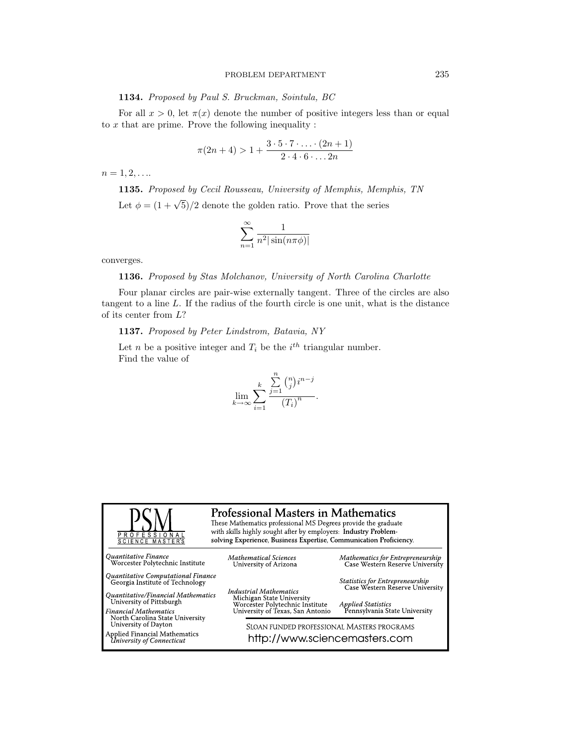**1134.** *Proposed by Paul S. Bruckman, Sointula, BC*

For all $x > 0$, let $\pi(x)$ denote the number of positive integers less than or equal to $x$ that are prime. Prove the following inequality :

$$\pi(2n+4) > 1 + \frac{3 \cdot 5 \cdot 7 \cdot \ldots \cdot (2n+1)}{2 \cdot 4 \cdot 6 \cdot \ldots 2n}$$

$n = 1, 2, \ldots$.

**1135.** *Proposed by Cecil Rousseau, University of Memphis, Memphis, TN*

Let $\phi = (1+\sqrt{5})/2$ denote the golden ratio. Prove that the series

$$\sum_{n=1}^{\infty} \frac{1}{n^2 |\sin(n\pi\phi)|}$$

converges.

**1136.** *Proposed by Stas Molchanov, University of North Carolina Charlotte*

Four planar circles are pair-wise externally tangent. Three of the circles are also tangent to a line $L$. If the radius of the fourth circle is one unit, what is the distance of its center from $L$?

**1137.** *Proposed by Peter Lindstrom, Batavia, NY*

Let $n$ be a positive integer and $T_i$ be the $i^{th}$ triangular number.
Find the value of

$$\lim_{k \to \infty} \sum_{i=1}^{k} \frac{\sum_{j=1}^{n} \binom{n}{j} i^{n-j}}{(T_i)^n}.$$

**Professional Masters in Mathematics**

PSM PROFESSIONAL SCIENCE MASTER'S

These Mathematics professional MS Degrees provide the graduate with skills highly sought after by employers: **Industry Problem-solving Experience, Business Expertise, Communication Proficiency.**

*Quantitative Finance*
Worcester Polytechnic Institute

*Quantitative Computational Finance*
Georgia Institute of Technology

*Quantitative/Financial Mathematics*
University of Pittsburgh

*Financial Mathematics*
North Carolina State University
University of Dayton

Applied Financial Mathematics
*University of Connecticut*

*Mathematical Sciences*
University of Arizona

*Industrial Mathematics*
Michigan State University
Worcester Polytechnic Institute
University of Texas, San Antonio

*Mathematics for Entrepreneurship*
Case Western Reserve University

*Statistics for Entrepreneurship*
Case Western Reserve University

*Applied Statistics*
Pennsylvania State University

SLOAN FUNDED PROFESSIONAL MASTERS PROGRAMS
http://www.sciencemasters.com